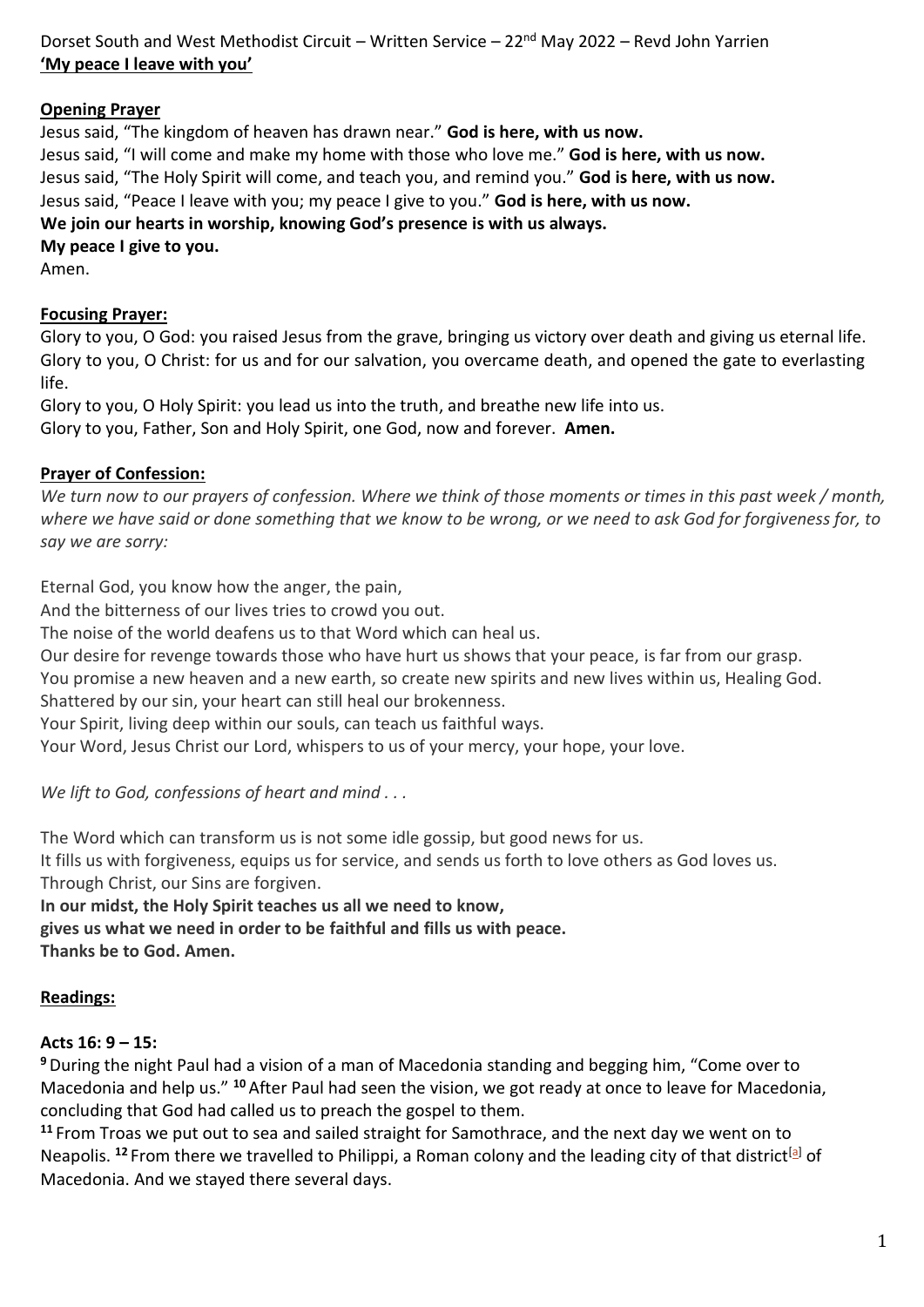Dorset South and West Methodist Circuit – Written Service – 22nd May 2022 – Revd John Yarrien

**'My peace I leave with you'**

**Opening Prayer**

Jesus said, "The kingdom of heaven has drawn near." **God is here, with us now.**
Jesus said, "I will come and make my home with those who love me." **God is here, with us now.**
Jesus said, "The Holy Spirit will come, and teach you, and remind you." **God is here, with us now.**
Jesus said, "Peace I leave with you; my peace I give to you." **God is here, with us now.**
**We join our hearts in worship, knowing God's presence is with us always.**
**My peace I give to you.**
Amen.

**Focusing Prayer:**

Glory to you, O God: you raised Jesus from the grave, bringing us victory over death and giving us eternal life.
Glory to you, O Christ: for us and for our salvation, you overcame death, and opened the gate to everlasting life.
Glory to you, O Holy Spirit: you lead us into the truth, and breathe new life into us.
Glory to you, Father, Son and Holy Spirit, one God, now and forever. **Amen.**

**Prayer of Confession:**

*We turn now to our prayers of confession. Where we think of those moments or times in this past week / month, where we have said or done something that we know to be wrong, or we need to ask God for forgiveness for, to say we are sorry:*

Eternal God, you know how the anger, the pain,
And the bitterness of our lives tries to crowd you out.
The noise of the world deafens us to that Word which can heal us.
Our desire for revenge towards those who have hurt us shows that your peace, is far from our grasp.
You promise a new heaven and a new earth, so create new spirits and new lives within us, Healing God.
Shattered by our sin, your heart can still heal our brokenness.
Your Spirit, living deep within our souls, can teach us faithful ways.
Your Word, Jesus Christ our Lord, whispers to us of your mercy, your hope, your love.

*We lift to God, confessions of heart and mind . . .*

The Word which can transform us is not some idle gossip, but good news for us.
It fills us with forgiveness, equips us for service, and sends us forth to love others as God loves us.
Through Christ, our Sins are forgiven.
**In our midst, the Holy Spirit teaches us all we need to know,**
**gives us what we need in order to be faithful and fills us with peace.**
**Thanks be to God. Amen.**

**Readings:**

**Acts 16: 9 – 15:**

**9** During the night Paul had a vision of a man of Macedonia standing and begging him, "Come over to Macedonia and help us." **10** After Paul had seen the vision, we got ready at once to leave for Macedonia, concluding that God had called us to preach the gospel to them.

**11** From Troas we put out to sea and sailed straight for Samothrace, and the next day we went on to Neapolis. **12** From there we travelled to Philippi, a Roman colony and the leading city of that district[a] of Macedonia. And we stayed there several days.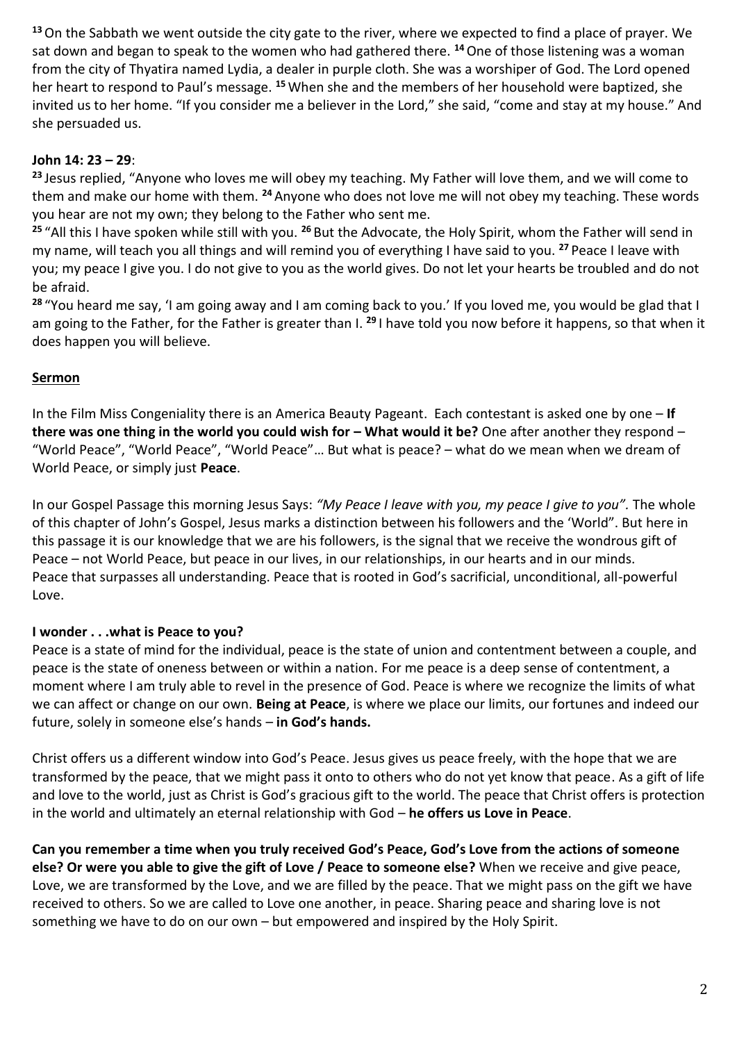[13] On the Sabbath we went outside the city gate to the river, where we expected to find a place of prayer. We sat down and began to speak to the women who had gathered there. [14] One of those listening was a woman from the city of Thyatira named Lydia, a dealer in purple cloth. She was a worshiper of God. The Lord opened her heart to respond to Paul's message. [15] When she and the members of her household were baptized, she invited us to her home. "If you consider me a believer in the Lord," she said, "come and stay at my house." And she persuaded us.

**John 14: 23 – 29**:

[23] Jesus replied, "Anyone who loves me will obey my teaching. My Father will love them, and we will come to them and make our home with them. [24] Anyone who does not love me will not obey my teaching. These words you hear are not my own; they belong to the Father who sent me.

[25] "All this I have spoken while still with you. [26] But the Advocate, the Holy Spirit, whom the Father will send in my name, will teach you all things and will remind you of everything I have said to you. [27] Peace I leave with you; my peace I give you. I do not give to you as the world gives. Do not let your hearts be troubled and do not be afraid.

[28] "You heard me say, 'I am going away and I am coming back to you.' If you loved me, you would be glad that I am going to the Father, for the Father is greater than I. [29] I have told you now before it happens, so that when it does happen you will believe.

## Sermon

In the Film Miss Congeniality there is an America Beauty Pageant. Each contestant is asked one by one – **If there was one thing in the world you could wish for – What would it be?** One after another they respond – "World Peace", "World Peace", "World Peace"… But what is peace? – what do we mean when we dream of World Peace, or simply just **Peace**.

In our Gospel Passage this morning Jesus Says: *"My Peace I leave with you, my peace I give to you".* The whole of this chapter of John's Gospel, Jesus marks a distinction between his followers and the 'World". But here in this passage it is our knowledge that we are his followers, is the signal that we receive the wondrous gift of Peace – not World Peace, but peace in our lives, in our relationships, in our hearts and in our minds. Peace that surpasses all understanding. Peace that is rooted in God's sacrificial, unconditional, all-powerful Love.

**I wonder . . .what is Peace to you?**

Peace is a state of mind for the individual, peace is the state of union and contentment between a couple, and peace is the state of oneness between or within a nation. For me peace is a deep sense of contentment, a moment where I am truly able to revel in the presence of God. Peace is where we recognize the limits of what we can affect or change on our own. **Being at Peace**, is where we place our limits, our fortunes and indeed our future, solely in someone else's hands – **in God's hands.**

Christ offers us a different window into God's Peace. Jesus gives us peace freely, with the hope that we are transformed by the peace, that we might pass it onto to others who do not yet know that peace. As a gift of life and love to the world, just as Christ is God's gracious gift to the world. The peace that Christ offers is protection in the world and ultimately an eternal relationship with God – **he offers us Love in Peace**.

**Can you remember a time when you truly received God's Peace, God's Love from the actions of someone else? Or were you able to give the gift of Love / Peace to someone else?** When we receive and give peace, Love, we are transformed by the Love, and we are filled by the peace. That we might pass on the gift we have received to others. So we are called to Love one another, in peace. Sharing peace and sharing love is not something we have to do on our own – but empowered and inspired by the Holy Spirit.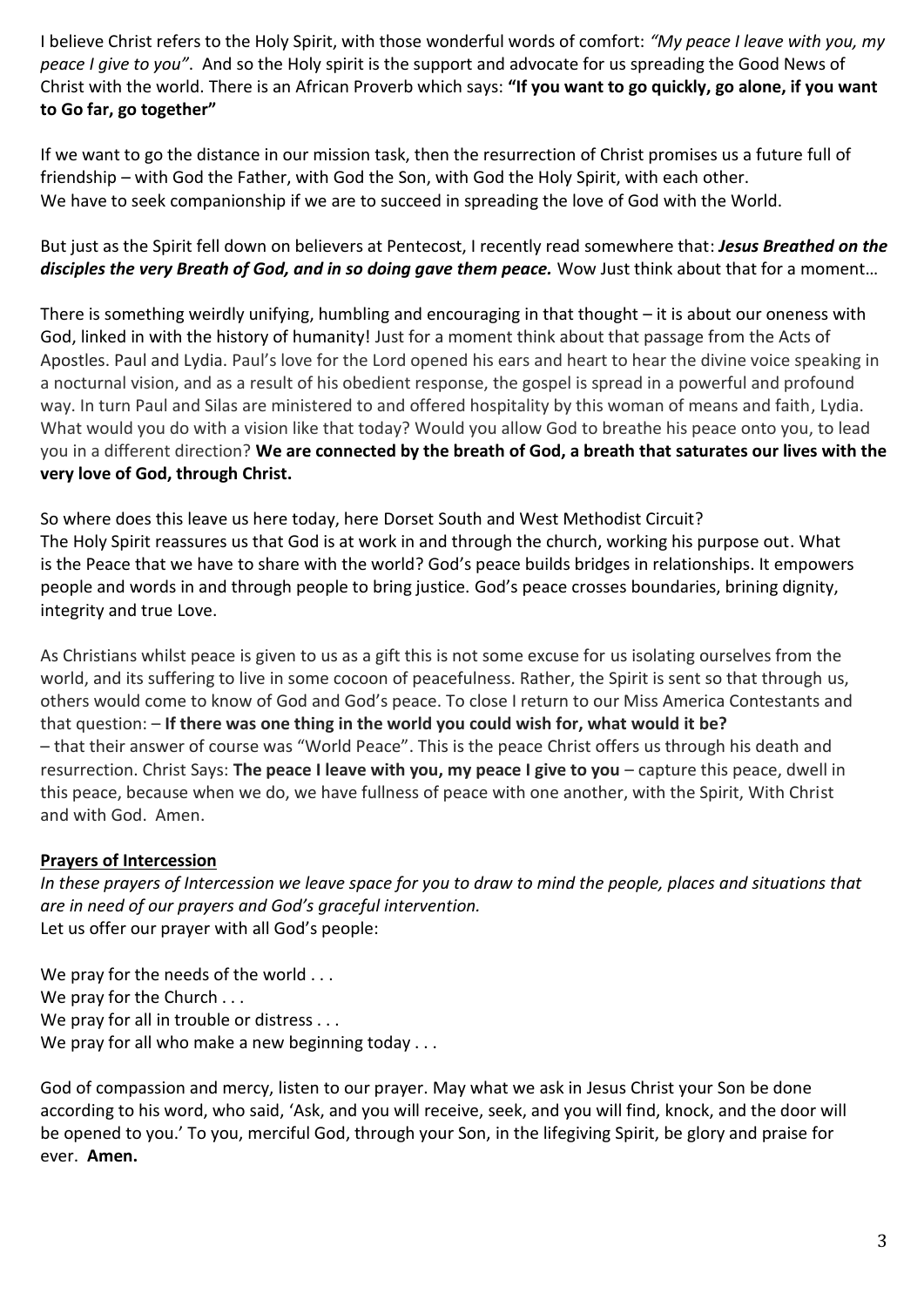I believe Christ refers to the Holy Spirit, with those wonderful words of comfort: *"My peace I leave with you, my peace I give to you"*. And so the Holy spirit is the support and advocate for us spreading the Good News of Christ with the world. There is an African Proverb which says: **"If you want to go quickly, go alone, if you want to Go far, go together"**

If we want to go the distance in our mission task, then the resurrection of Christ promises us a future full of friendship – with God the Father, with God the Son, with God the Holy Spirit, with each other. We have to seek companionship if we are to succeed in spreading the love of God with the World.

But just as the Spirit fell down on believers at Pentecost, I recently read somewhere that: ***Jesus Breathed on the disciples the very Breath of God, and in so doing gave them peace.*** Wow Just think about that for a moment…

There is something weirdly unifying, humbling and encouraging in that thought – it is about our oneness with God, linked in with the history of humanity! Just for a moment think about that passage from the Acts of Apostles. Paul and Lydia. Paul's love for the Lord opened his ears and heart to hear the divine voice speaking in a nocturnal vision, and as a result of his obedient response, the gospel is spread in a powerful and profound way. In turn Paul and Silas are ministered to and offered hospitality by this woman of means and faith, Lydia. What would you do with a vision like that today? Would you allow God to breathe his peace onto you, to lead you in a different direction? **We are connected by the breath of God, a breath that saturates our lives with the very love of God, through Christ.**

So where does this leave us here today, here Dorset South and West Methodist Circuit? The Holy Spirit reassures us that God is at work in and through the church, working his purpose out. What is the Peace that we have to share with the world? God's peace builds bridges in relationships. It empowers people and words in and through people to bring justice. God's peace crosses boundaries, brining dignity, integrity and true Love.

As Christians whilst peace is given to us as a gift this is not some excuse for us isolating ourselves from the world, and its suffering to live in some cocoon of peacefulness. Rather, the Spirit is sent so that through us, others would come to know of God and God's peace. To close I return to our Miss America Contestants and that question: – **If there was one thing in the world you could wish for, what would it be?** – that their answer of course was "World Peace". This is the peace Christ offers us through his death and resurrection. Christ Says: **The peace I leave with you, my peace I give to you** – capture this peace, dwell in this peace, because when we do, we have fullness of peace with one another, with the Spirit, With Christ and with God. Amen.

## Prayers of Intercession

*In these prayers of Intercession we leave space for you to draw to mind the people, places and situations that are in need of our prayers and God's graceful intervention.*
Let us offer our prayer with all God's people:

We pray for the needs of the world . . .
We pray for the Church . . .
We pray for all in trouble or distress . . .
We pray for all who make a new beginning today . . .

God of compassion and mercy, listen to our prayer. May what we ask in Jesus Christ your Son be done according to his word, who said, 'Ask, and you will receive, seek, and you will find, knock, and the door will be opened to you.' To you, merciful God, through your Son, in the lifegiving Spirit, be glory and praise for ever. **Amen.**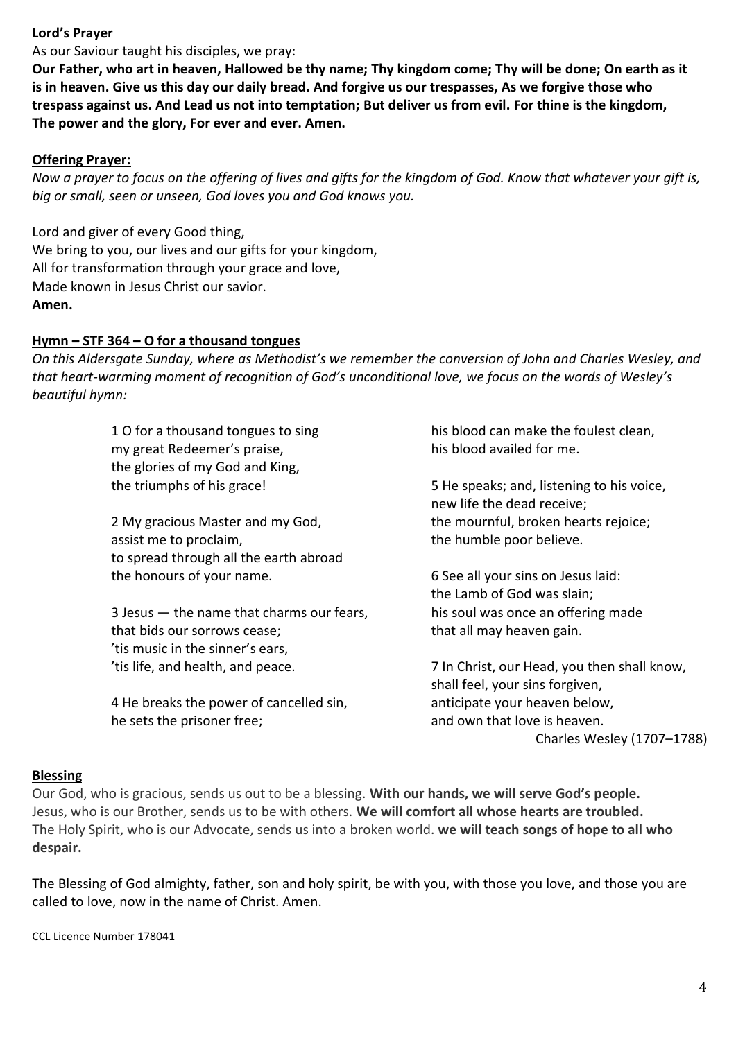**Lord's Prayer**

As our Saviour taught his disciples, we pray:

**Our Father, who art in heaven, Hallowed be thy name; Thy kingdom come; Thy will be done; On earth as it is in heaven. Give us this day our daily bread. And forgive us our trespasses, As we forgive those who trespass against us. And Lead us not into temptation; But deliver us from evil. For thine is the kingdom, The power and the glory, For ever and ever. Amen.**

**Offering Prayer:**

*Now a prayer to focus on the offering of lives and gifts for the kingdom of God. Know that whatever your gift is, big or small, seen or unseen, God loves you and God knows you.*

Lord and giver of every Good thing,
We bring to you, our lives and our gifts for your kingdom,
All for transformation through your grace and love,
Made known in Jesus Christ our savior.
**Amen.**

**Hymn – STF 364 – O for a thousand tongues**

*On this Aldersgate Sunday, where as Methodist's we remember the conversion of John and Charles Wesley, and that heart-warming moment of recognition of God's unconditional love, we focus on the words of Wesley's beautiful hymn:*

1 O for a thousand tongues to sing
my great Redeemer's praise,
the glories of my God and King,
the triumphs of his grace!

2 My gracious Master and my God,
assist me to proclaim,
to spread through all the earth abroad
the honours of your name.

3 Jesus — the name that charms our fears,
that bids our sorrows cease;
'tis music in the sinner's ears,
'tis life, and health, and peace.

4 He breaks the power of cancelled sin,
he sets the prisoner free;
his blood can make the foulest clean,
his blood availed for me.

5 He speaks; and, listening to his voice,
new life the dead receive;
the mournful, broken hearts rejoice;
the humble poor believe.

6 See all your sins on Jesus laid:
the Lamb of God was slain;
his soul was once an offering made
that all may heaven gain.

7 In Christ, our Head, you then shall know,
shall feel, your sins forgiven,
anticipate your heaven below,
and own that love is heaven.

Charles Wesley (1707–1788)

**Blessing**

Our God, who is gracious, sends us out to be a blessing. **With our hands, we will serve God's people.**
Jesus, who is our Brother, sends us to be with others. **We will comfort all whose hearts are troubled.**
The Holy Spirit, who is our Advocate, sends us into a broken world. **we will teach songs of hope to all who despair.**

The Blessing of God almighty, father, son and holy spirit, be with you, with those you love, and those you are called to love, now in the name of Christ. Amen.

CCL Licence Number 178041